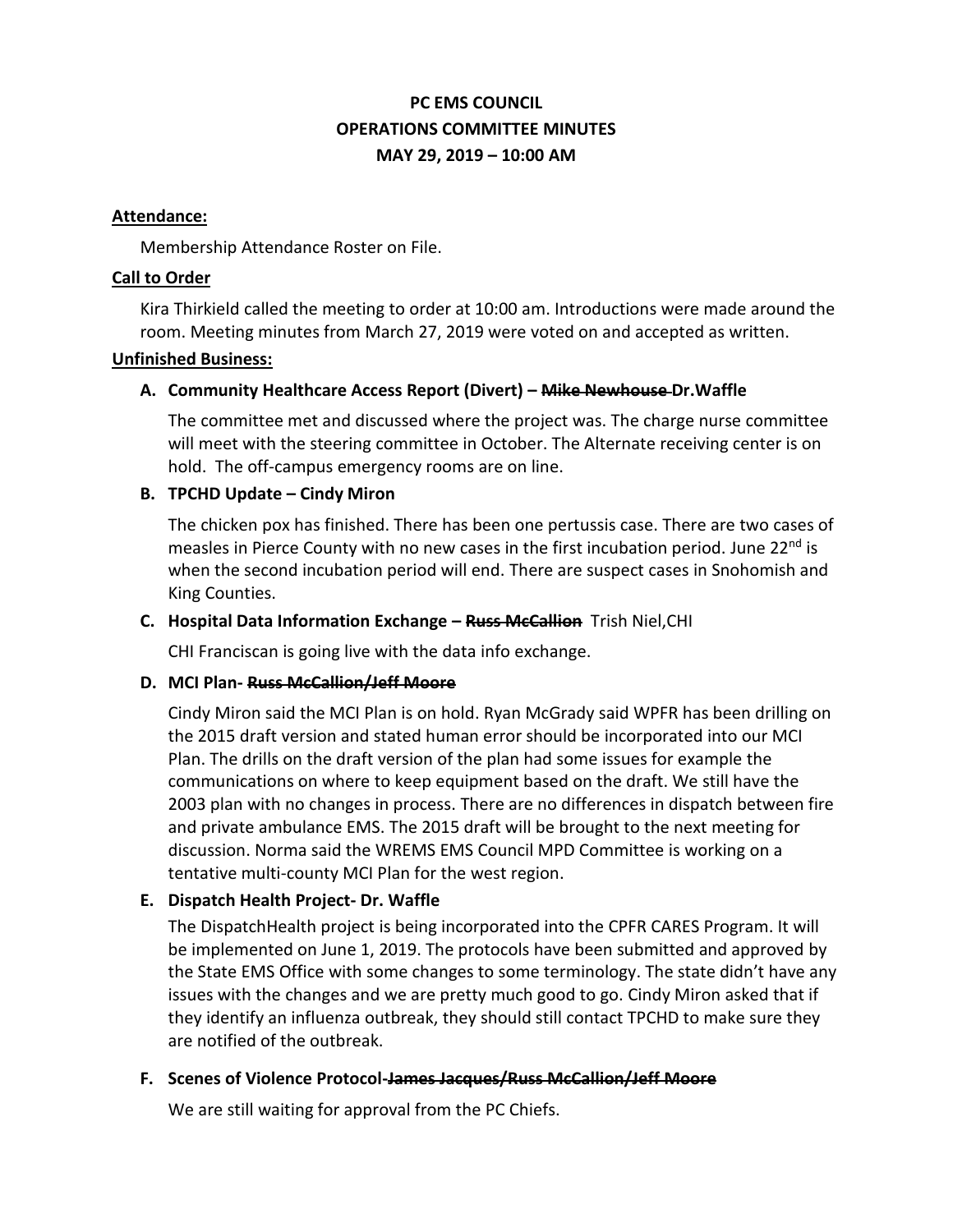# PC EMS COUNCIL
# OPERATIONS COMMITTEE MINUTES
# MAY 29, 2019 – 10:00 AM

**Attendance:**

Membership Attendance Roster on File.

**Call to Order**

Kira Thirkield called the meeting to order at 10:00 am. Introductions were made around the room. Meeting minutes from March 27, 2019 were voted on and accepted as written.

**Unfinished Business:**

**A. Community Healthcare Access Report (Divert) – ~~Mike Newhouse~~ Dr.Waffle**

The committee met and discussed where the project was. The charge nurse committee will meet with the steering committee in October. The Alternate receiving center is on hold. The off-campus emergency rooms are on line.

**B. TPCHD Update – Cindy Miron**

The chicken pox has finished. There has been one pertussis case. There are two cases of measles in Pierce County with no new cases in the first incubation period. June 22nd is when the second incubation period will end. There are suspect cases in Snohomish and King Counties.

**C. Hospital Data Information Exchange – ~~Russ McCallion~~** Trish Niel,CHI

CHI Franciscan is going live with the data info exchange.

**D. MCI Plan- ~~Russ McCallion/Jeff Moore~~**

Cindy Miron said the MCI Plan is on hold. Ryan McGrady said WPFR has been drilling on the 2015 draft version and stated human error should be incorporated into our MCI Plan. The drills on the draft version of the plan had some issues for example the communications on where to keep equipment based on the draft. We still have the 2003 plan with no changes in process. There are no differences in dispatch between fire and private ambulance EMS. The 2015 draft will be brought to the next meeting for discussion. Norma said the WREMS EMS Council MPD Committee is working on a tentative multi-county MCI Plan for the west region.

**E. Dispatch Health Project- Dr. Waffle**

The DispatchHealth project is being incorporated into the CPFR CARES Program. It will be implemented on June 1, 2019. The protocols have been submitted and approved by the State EMS Office with some changes to some terminology. The state didn't have any issues with the changes and we are pretty much good to go. Cindy Miron asked that if they identify an influenza outbreak, they should still contact TPCHD to make sure they are notified of the outbreak.

**F. Scenes of Violence Protocol-~~James Jacques/Russ McCallion/Jeff Moore~~**

We are still waiting for approval from the PC Chiefs.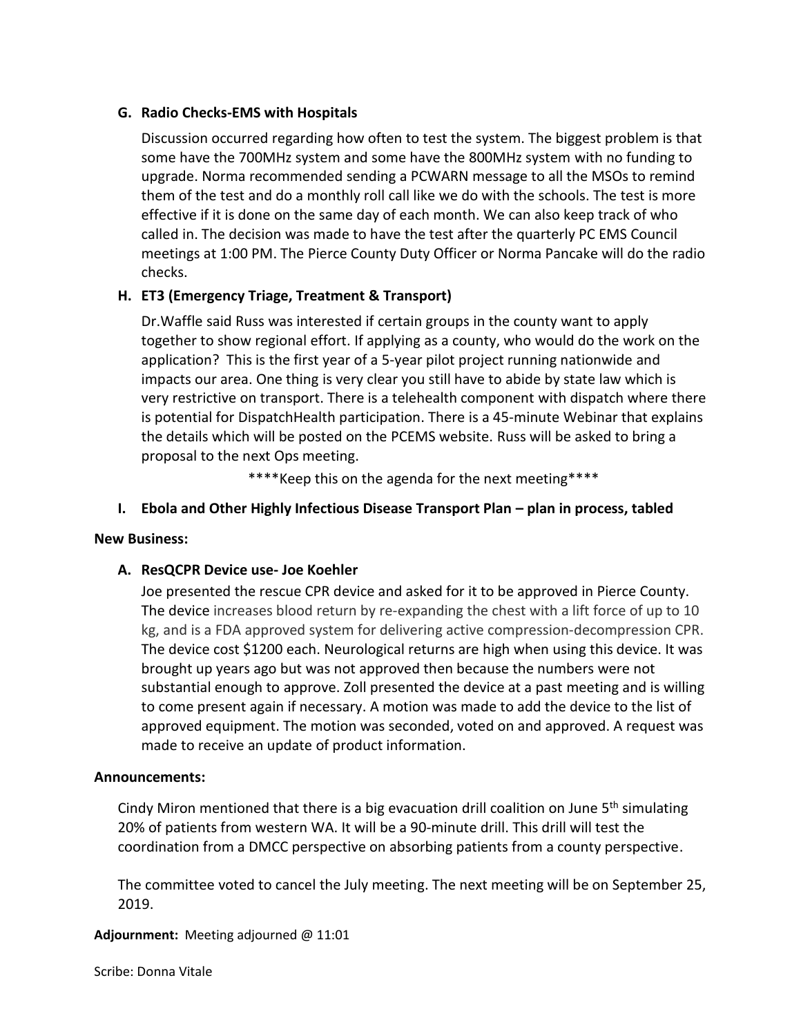**G. Radio Checks-EMS with Hospitals**

Discussion occurred regarding how often to test the system. The biggest problem is that some have the 700MHz system and some have the 800MHz system with no funding to upgrade. Norma recommended sending a PCWARN message to all the MSOs to remind them of the test and do a monthly roll call like we do with the schools. The test is more effective if it is done on the same day of each month. We can also keep track of who called in. The decision was made to have the test after the quarterly PC EMS Council meetings at 1:00 PM. The Pierce County Duty Officer or Norma Pancake will do the radio checks.

**H. ET3 (Emergency Triage, Treatment & Transport)**

Dr.Waffle said Russ was interested if certain groups in the county want to apply together to show regional effort. If applying as a county, who would do the work on the application? This is the first year of a 5-year pilot project running nationwide and impacts our area. One thing is very clear you still have to abide by state law which is very restrictive on transport. There is a telehealth component with dispatch where there is potential for DispatchHealth participation. There is a 45-minute Webinar that explains the details which will be posted on the PCEMS website. Russ will be asked to bring a proposal to the next Ops meeting.

****Keep this on the agenda for the next meeting****

**I. Ebola and Other Highly Infectious Disease Transport Plan – plan in process, tabled**

**New Business:**

**A. ResQCPR Device use- Joe Koehler**

Joe presented the rescue CPR device and asked for it to be approved in Pierce County. The device increases blood return by re-expanding the chest with a lift force of up to 10 kg, and is a FDA approved system for delivering active compression-decompression CPR. The device cost $1200 each. Neurological returns are high when using this device. It was brought up years ago but was not approved then because the numbers were not substantial enough to approve. Zoll presented the device at a past meeting and is willing to come present again if necessary. A motion was made to add the device to the list of approved equipment. The motion was seconded, voted on and approved. A request was made to receive an update of product information.

**Announcements:**

Cindy Miron mentioned that there is a big evacuation drill coalition on June 5th simulating 20% of patients from western WA. It will be a 90-minute drill. This drill will test the coordination from a DMCC perspective on absorbing patients from a county perspective.

The committee voted to cancel the July meeting. The next meeting will be on September 25, 2019.

**Adjournment:** Meeting adjourned @ 11:01

Scribe: Donna Vitale